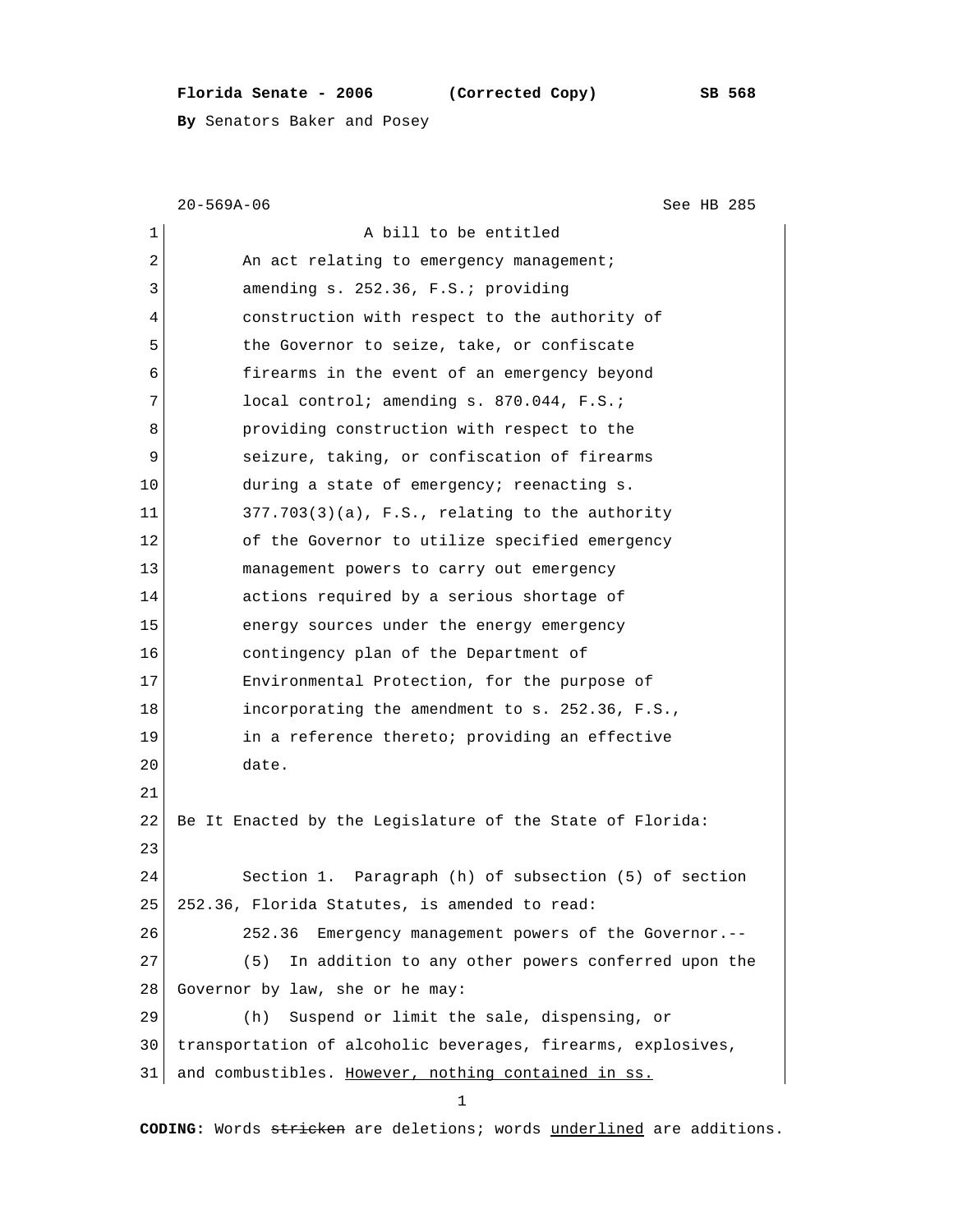**Florida Senate - 2006 (Corrected Copy) SB 568**

**By** Senators Baker and Posey

20-569A-06 See HB 285

A bill to be entitled

An act relating to emergency management; amending s. 252.36, F.S.; providing construction with respect to the authority of the Governor to seize, take, or confiscate firearms in the event of an emergency beyond local control; amending s. 870.044, F.S.; providing construction with respect to the seizure, taking, or confiscation of firearms during a state of emergency; reenacting s. 377.703(3)(a), F.S., relating to the authority of the Governor to utilize specified emergency management powers to carry out emergency actions required by a serious shortage of energy sources under the energy emergency contingency plan of the Department of Environmental Protection, for the purpose of incorporating the amendment to s. 252.36, F.S., in a reference thereto; providing an effective date.

Be It Enacted by the Legislature of the State of Florida:

Section 1. Paragraph (h) of subsection (5) of section 252.36, Florida Statutes, is amended to read:

252.36 Emergency management powers of the Governor.--

(5) In addition to any other powers conferred upon the Governor by law, she or he may:

(h) Suspend or limit the sale, dispensing, or transportation of alcoholic beverages, firearms, explosives, and combustibles. <u>However, nothing contained in ss.</u>

**CODING:** Words ~~stricken~~ are deletions; words <u>underlined</u> are additions.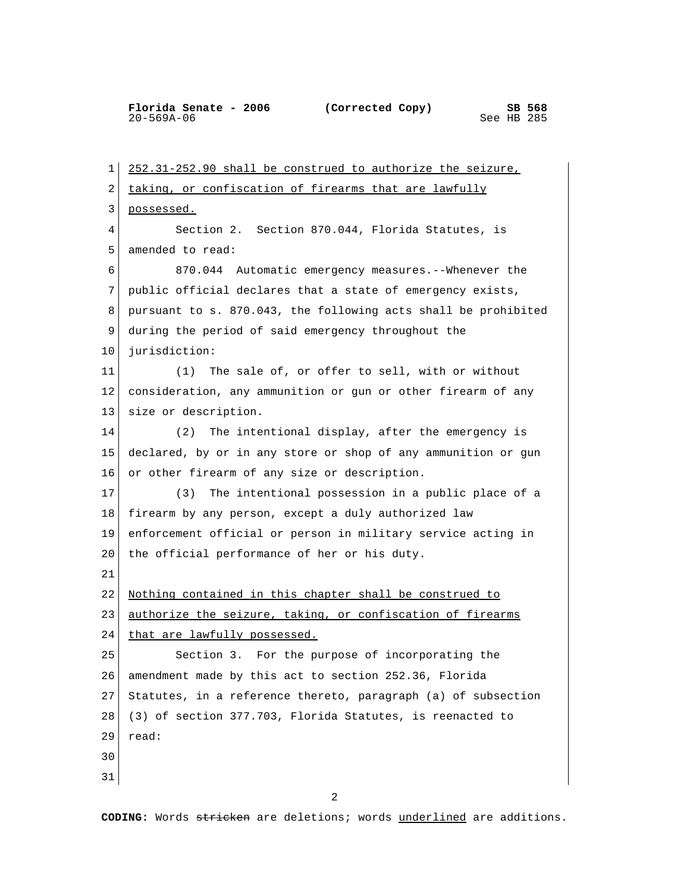252.31-252.90 shall be construed to authorize the seizure, taking, or confiscation of firearms that are lawfully possessed.

Section 2. Section 870.044, Florida Statutes, is amended to read:

870.044 Automatic emergency measures.--Whenever the public official declares that a state of emergency exists, pursuant to s. 870.043, the following acts shall be prohibited during the period of said emergency throughout the jurisdiction:

(1) The sale of, or offer to sell, with or without consideration, any ammunition or gun or other firearm of any size or description.

(2) The intentional display, after the emergency is declared, by or in any store or shop of any ammunition or gun or other firearm of any size or description.

(3) The intentional possession in a public place of a firearm by any person, except a duly authorized law enforcement official or person in military service acting in the official performance of her or his duty.

Nothing contained in this chapter shall be construed to authorize the seizure, taking, or confiscation of firearms that are lawfully possessed.

Section 3. For the purpose of incorporating the amendment made by this act to section 252.36, Florida Statutes, in a reference thereto, paragraph (a) of subsection (3) of section 377.703, Florida Statutes, is reenacted to read: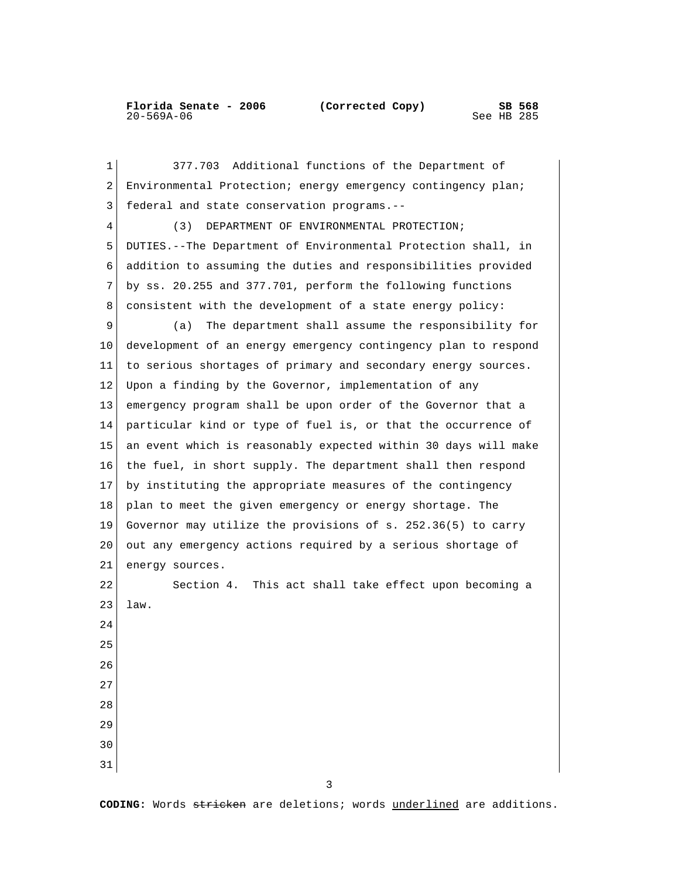377.703 Additional functions of the Department of Environmental Protection; energy emergency contingency plan; federal and state conservation programs.--

(3) DEPARTMENT OF ENVIRONMENTAL PROTECTION; DUTIES.--The Department of Environmental Protection shall, in addition to assuming the duties and responsibilities provided by ss. 20.255 and 377.701, perform the following functions consistent with the development of a state energy policy:

(a) The department shall assume the responsibility for development of an energy emergency contingency plan to respond to serious shortages of primary and secondary energy sources. Upon a finding by the Governor, implementation of any emergency program shall be upon order of the Governor that a particular kind or type of fuel is, or that the occurrence of an event which is reasonably expected within 30 days will make the fuel, in short supply. The department shall then respond by instituting the appropriate measures of the contingency plan to meet the given emergency or energy shortage. The Governor may utilize the provisions of s. 252.36(5) to carry out any emergency actions required by a serious shortage of energy sources.

Section 4. This act shall take effect upon becoming a law.

**CODING:** Words ~~stricken~~ are deletions; words <u>underlined</u> are additions.